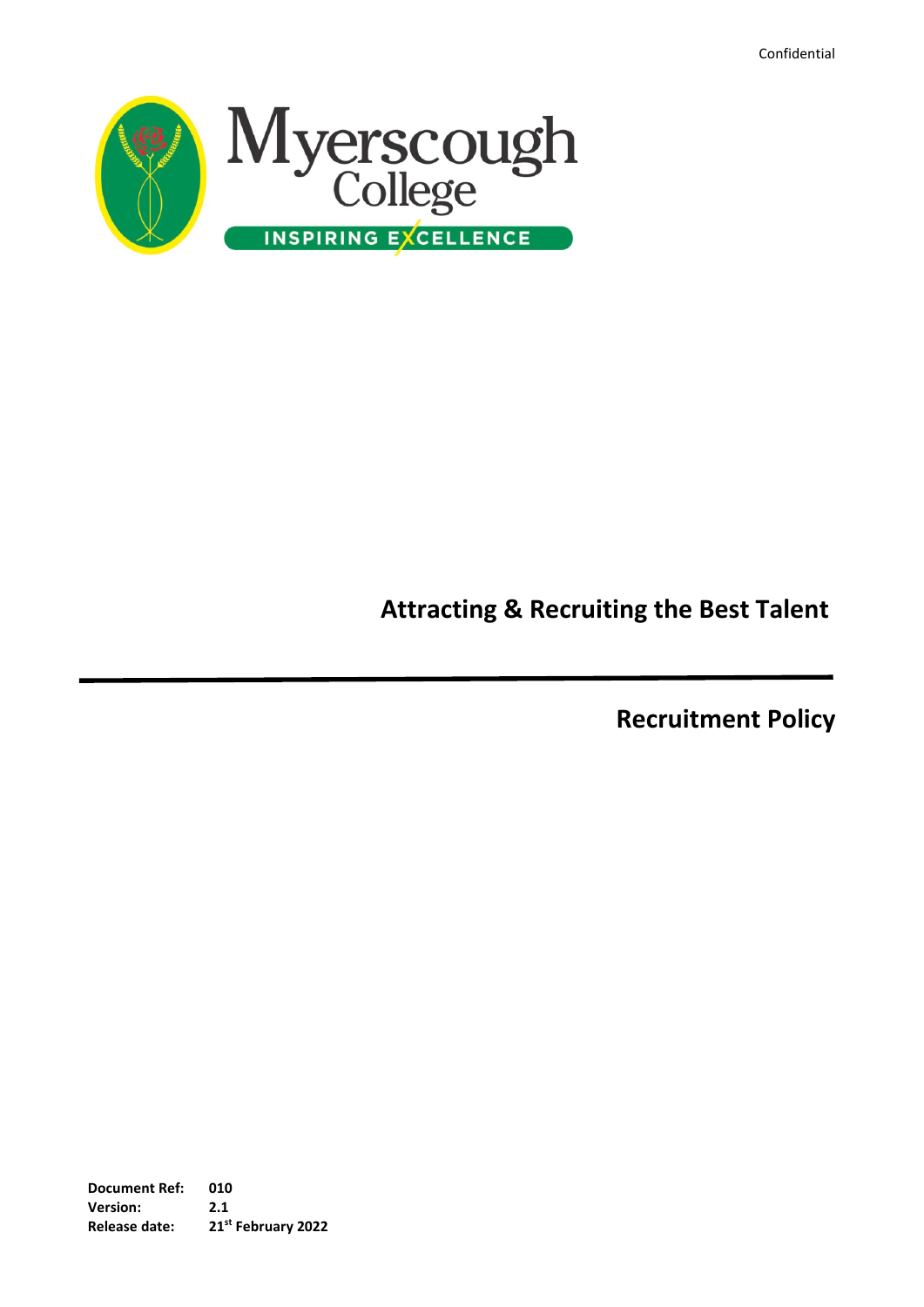Confidential

Myerscough College

INSPIRING EXCELLENCE

# Attracting & Recruiting the Best Talent

## Recruitment Policy

**Document Ref:** 010
**Version:** 2.1
**Release date:** 21st February 2022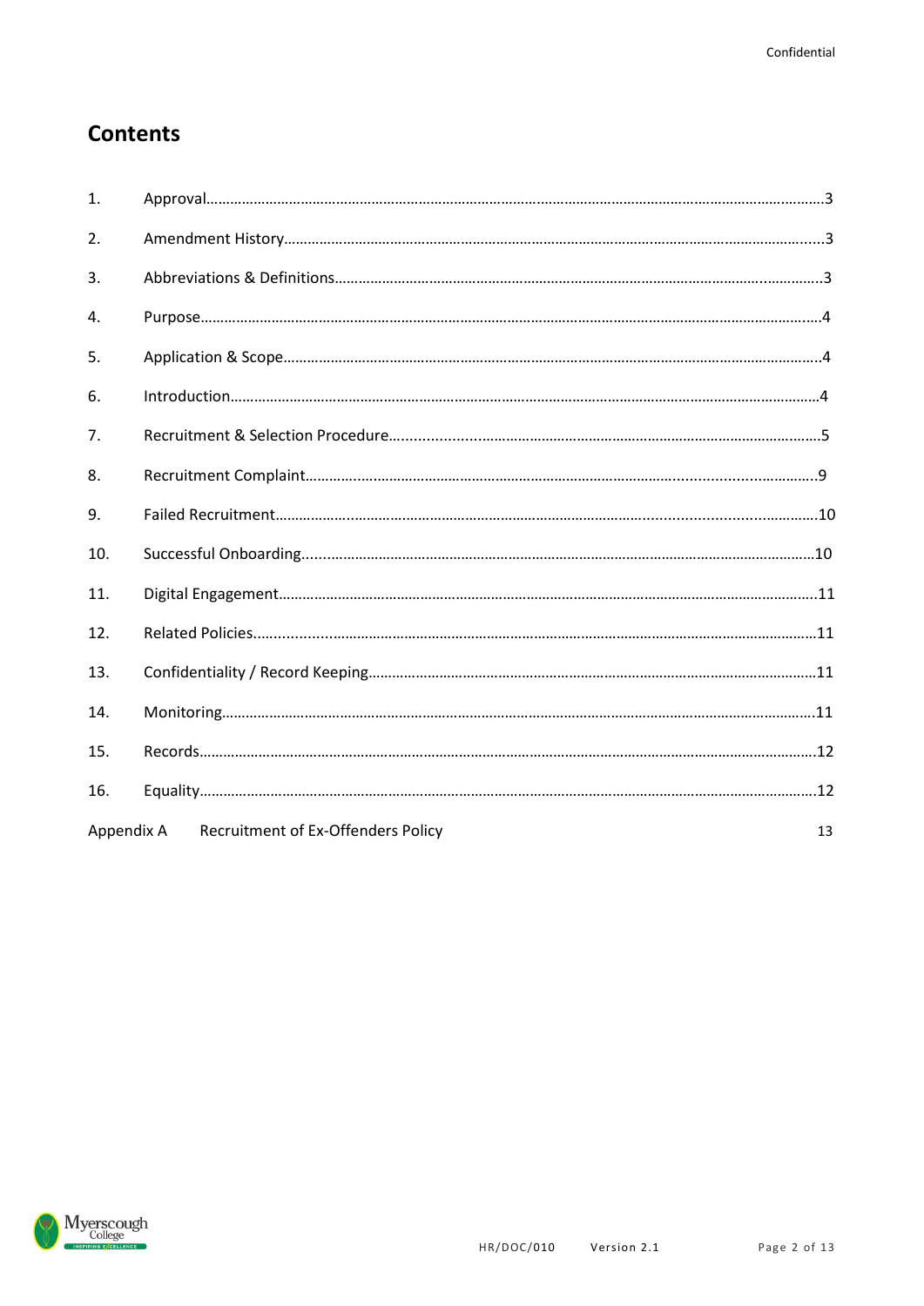## Contents

1. Approval……………………………………………………………………………………………………………………………………3
2. Amendment History……………………………………………………………………………………………………………………3
3. Abbreviations & Definitions…………………………………………………………………………………………………………3
4. Purpose………………………………………………………………………………………………………………………………………4
5. Application & Scope……………………………………………………………………………………………………………………4
6. Introduction…………………………………………………………………………………………………………………………………4
7. Recruitment & Selection Procedure………………………………………………………………………………………………5
8. Recruitment Complaint…………………………………………………………………………………………………………………9
9. Failed Recruitment……………………………………………………………………………………………………………………10
10. Successful Onboarding………………………………………………………………………………………………………………10
11. Digital Engagement……………………………………………………………………………………………………………………11
12. Related Policies…………………………………………………………………………………………………………………………11
13. Confidentiality / Record Keeping…………………………………………………………………………………………………11
14. Monitoring…………………………………………………………………………………………………………………………………11
15. Records………………………………………………………………………………………………………………………………………12
16. Equality………………………………………………………………………………………………………………………………………12

Appendix A Recruitment of Ex-Offenders Policy 13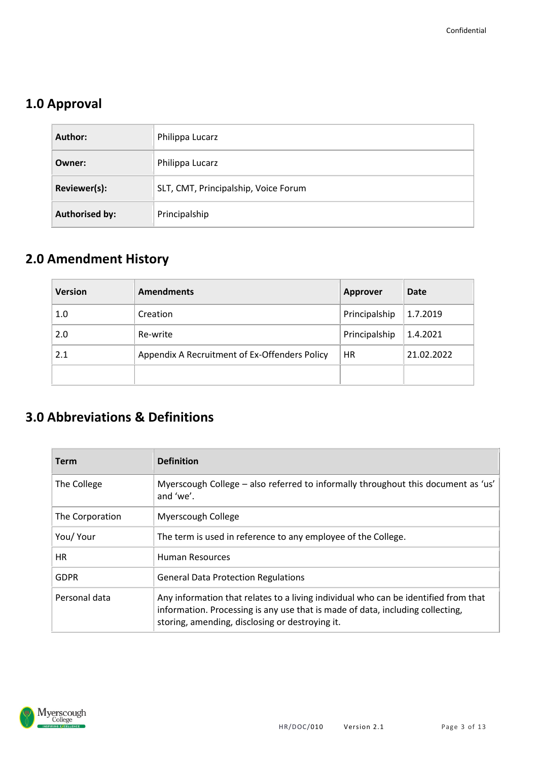## 1.0 Approval

| | |
|---|---|
| **Author:** | Philippa Lucarz |
| **Owner:** | Philippa Lucarz |
| **Reviewer(s):** | SLT, CMT, Principalship, Voice Forum |
| **Authorised by:** | Principalship |

## 2.0 Amendment History

| Version | Amendments | Approver | Date |
|---|---|---|---|
| 1.0 | Creation | Principalship | 1.7.2019 |
| 2.0 | Re-write | Principalship | 1.4.2021 |
| 2.1 | Appendix A Recruitment of Ex-Offenders Policy | HR | 21.02.2022 |
| | | | |

## 3.0 Abbreviations & Definitions

| Term | Definition |
|---|---|
| The College | Myerscough College – also referred to informally throughout this document as 'us' and 'we'. |
| The Corporation | Myerscough College |
| You/ Your | The term is used in reference to any employee of the College. |
| HR | Human Resources |
| GDPR | General Data Protection Regulations |
| Personal data | Any information that relates to a living individual who can be identified from that information. Processing is any use that is made of data, including collecting, storing, amending, disclosing or destroying it. |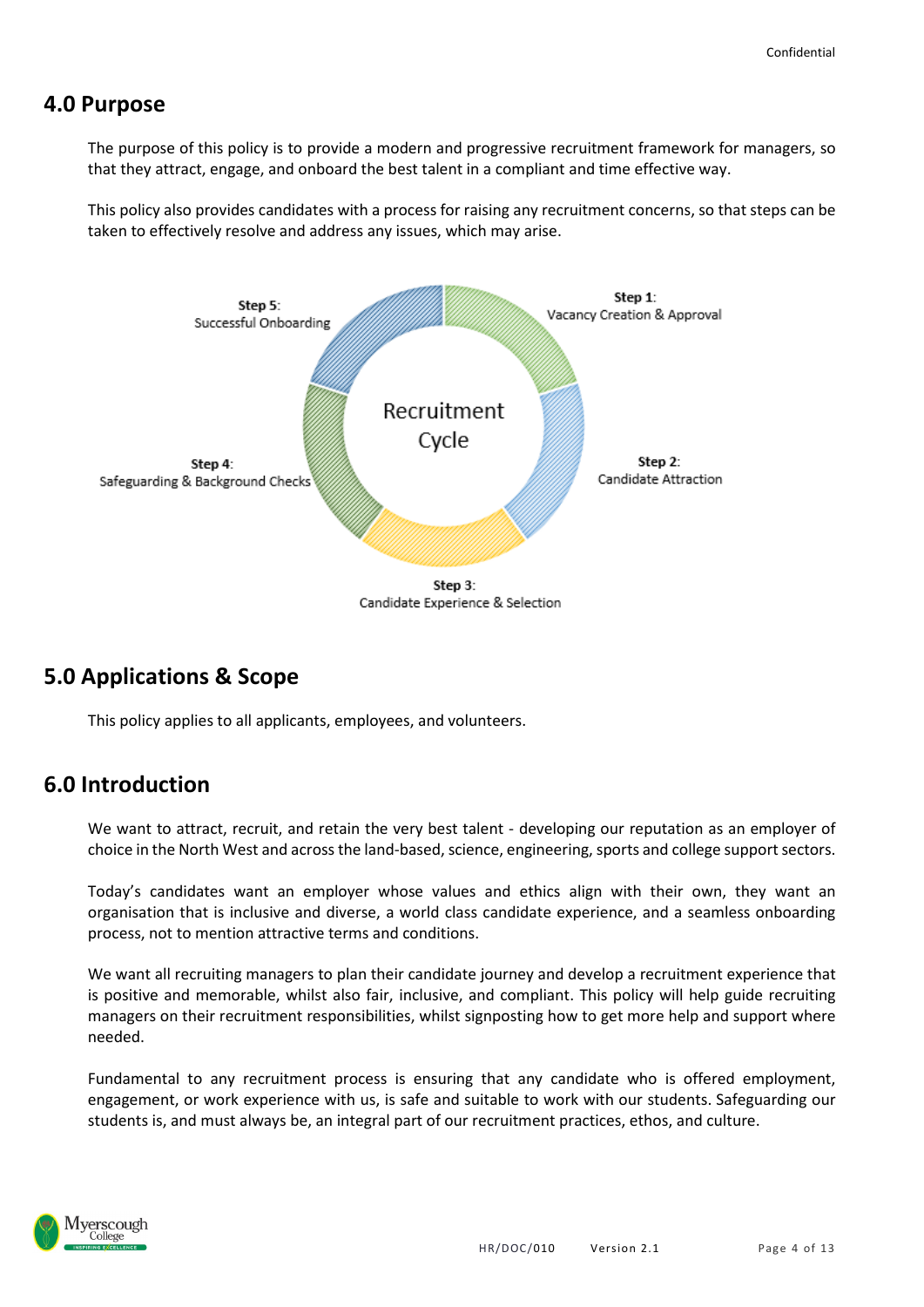## 4.0 Purpose

The purpose of this policy is to provide a modern and progressive recruitment framework for managers, so that they attract, engage, and onboard the best talent in a compliant and time effective way.

This policy also provides candidates with a process for raising any recruitment concerns, so that steps can be taken to effectively resolve and address any issues, which may arise.

Recruitment Cycle

**Step 1**: Vacancy Creation & Approval

**Step 2**: Candidate Attraction

**Step 3**: Candidate Experience & Selection

**Step 4**: Safeguarding & Background Checks

**Step 5**: Successful Onboarding

## 5.0 Applications & Scope

This policy applies to all applicants, employees, and volunteers.

## 6.0 Introduction

We want to attract, recruit, and retain the very best talent - developing our reputation as an employer of choice in the North West and across the land-based, science, engineering, sports and college support sectors.

Today's candidates want an employer whose values and ethics align with their own, they want an organisation that is inclusive and diverse, a world class candidate experience, and a seamless onboarding process, not to mention attractive terms and conditions.

We want all recruiting managers to plan their candidate journey and develop a recruitment experience that is positive and memorable, whilst also fair, inclusive, and compliant. This policy will help guide recruiting managers on their recruitment responsibilities, whilst signposting how to get more help and support where needed.

Fundamental to any recruitment process is ensuring that any candidate who is offered employment, engagement, or work experience with us, is safe and suitable to work with our students. Safeguarding our students is, and must always be, an integral part of our recruitment practices, ethos, and culture.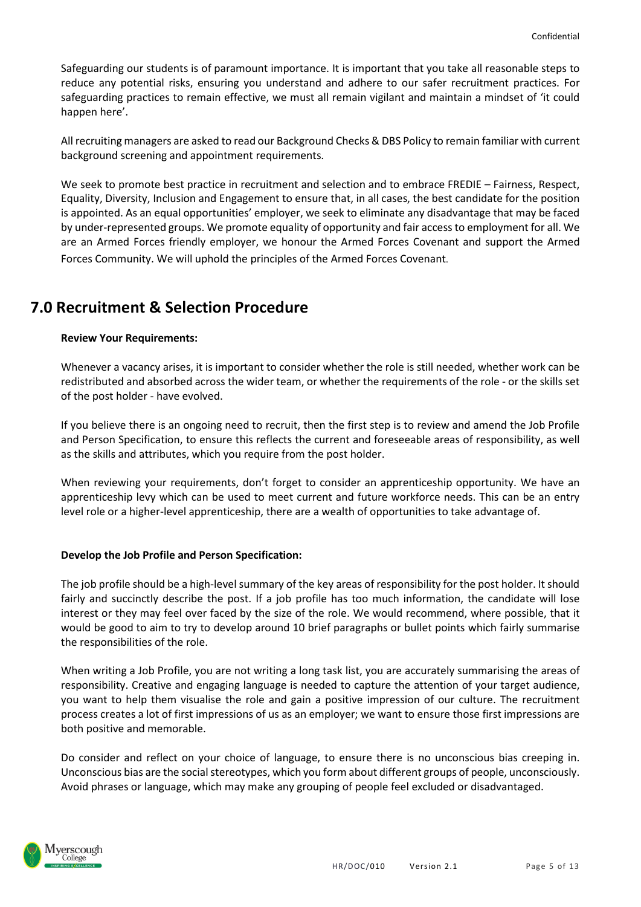Safeguarding our students is of paramount importance. It is important that you take all reasonable steps to reduce any potential risks, ensuring you understand and adhere to our safer recruitment practices. For safeguarding practices to remain effective, we must all remain vigilant and maintain a mindset of 'it could happen here'.

All recruiting managers are asked to read our Background Checks & DBS Policy to remain familiar with current background screening and appointment requirements.

We seek to promote best practice in recruitment and selection and to embrace FREDIE – Fairness, Respect, Equality, Diversity, Inclusion and Engagement to ensure that, in all cases, the best candidate for the position is appointed. As an equal opportunities' employer, we seek to eliminate any disadvantage that may be faced by under-represented groups. We promote equality of opportunity and fair access to employment for all. We are an Armed Forces friendly employer, we honour the Armed Forces Covenant and support the Armed Forces Community. We will uphold the principles of the Armed Forces Covenant.

# 7.0 Recruitment & Selection Procedure

**Review Your Requirements:**

Whenever a vacancy arises, it is important to consider whether the role is still needed, whether work can be redistributed and absorbed across the wider team, or whether the requirements of the role - or the skills set of the post holder - have evolved.

If you believe there is an ongoing need to recruit, then the first step is to review and amend the Job Profile and Person Specification, to ensure this reflects the current and foreseeable areas of responsibility, as well as the skills and attributes, which you require from the post holder.

When reviewing your requirements, don't forget to consider an apprenticeship opportunity. We have an apprenticeship levy which can be used to meet current and future workforce needs. This can be an entry level role or a higher-level apprenticeship, there are a wealth of opportunities to take advantage of.

**Develop the Job Profile and Person Specification:**

The job profile should be a high-level summary of the key areas of responsibility for the post holder. It should fairly and succinctly describe the post. If a job profile has too much information, the candidate will lose interest or they may feel over faced by the size of the role. We would recommend, where possible, that it would be good to aim to try to develop around 10 brief paragraphs or bullet points which fairly summarise the responsibilities of the role.

When writing a Job Profile, you are not writing a long task list, you are accurately summarising the areas of responsibility. Creative and engaging language is needed to capture the attention of your target audience, you want to help them visualise the role and gain a positive impression of our culture. The recruitment process creates a lot of first impressions of us as an employer; we want to ensure those first impressions are both positive and memorable.

Do consider and reflect on your choice of language, to ensure there is no unconscious bias creeping in. Unconscious bias are the social stereotypes, which you form about different groups of people, unconsciously. Avoid phrases or language, which may make any grouping of people feel excluded or disadvantaged.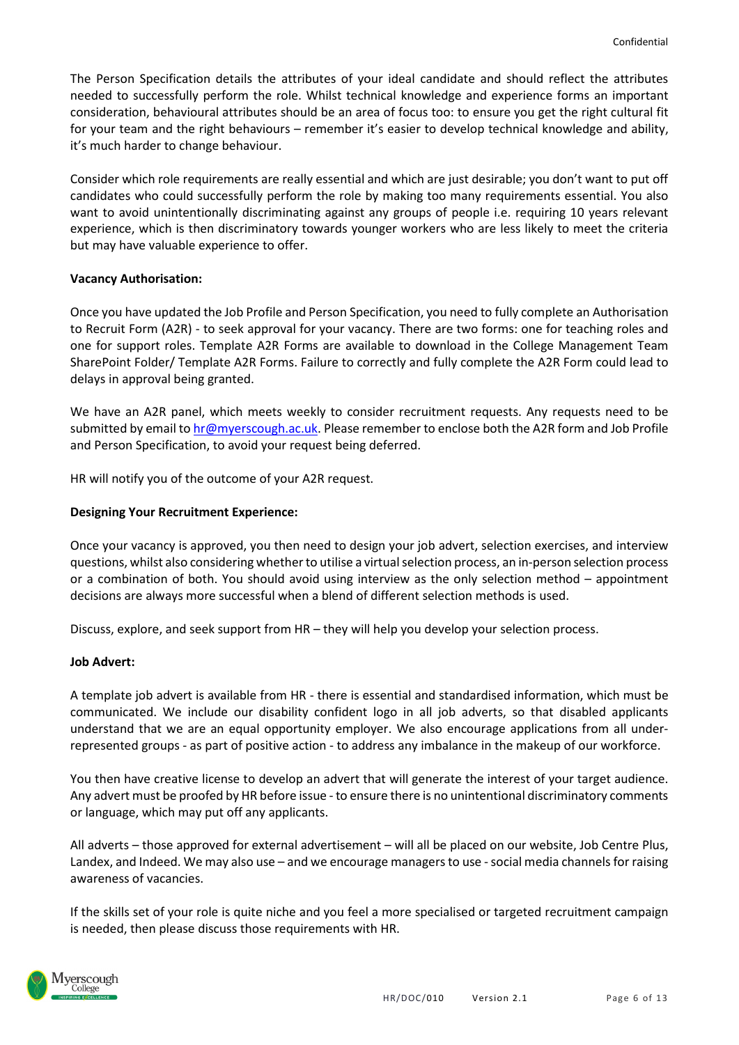The Person Specification details the attributes of your ideal candidate and should reflect the attributes needed to successfully perform the role. Whilst technical knowledge and experience forms an important consideration, behavioural attributes should be an area of focus too: to ensure you get the right cultural fit for your team and the right behaviours – remember it's easier to develop technical knowledge and ability, it's much harder to change behaviour.

Consider which role requirements are really essential and which are just desirable; you don't want to put off candidates who could successfully perform the role by making too many requirements essential. You also want to avoid unintentionally discriminating against any groups of people i.e. requiring 10 years relevant experience, which is then discriminatory towards younger workers who are less likely to meet the criteria but may have valuable experience to offer.

**Vacancy Authorisation:**

Once you have updated the Job Profile and Person Specification, you need to fully complete an Authorisation to Recruit Form (A2R) - to seek approval for your vacancy. There are two forms: one for teaching roles and one for support roles. Template A2R Forms are available to download in the College Management Team SharePoint Folder/ Template A2R Forms. Failure to correctly and fully complete the A2R Form could lead to delays in approval being granted.

We have an A2R panel, which meets weekly to consider recruitment requests. Any requests need to be submitted by email to hr@myerscough.ac.uk. Please remember to enclose both the A2R form and Job Profile and Person Specification, to avoid your request being deferred.

HR will notify you of the outcome of your A2R request.

**Designing Your Recruitment Experience:**

Once your vacancy is approved, you then need to design your job advert, selection exercises, and interview questions, whilst also considering whether to utilise a virtual selection process, an in-person selection process or a combination of both. You should avoid using interview as the only selection method – appointment decisions are always more successful when a blend of different selection methods is used.

Discuss, explore, and seek support from HR – they will help you develop your selection process.

**Job Advert:**

A template job advert is available from HR - there is essential and standardised information, which must be communicated. We include our disability confident logo in all job adverts, so that disabled applicants understand that we are an equal opportunity employer. We also encourage applications from all under-represented groups - as part of positive action - to address any imbalance in the makeup of our workforce.

You then have creative license to develop an advert that will generate the interest of your target audience. Any advert must be proofed by HR before issue - to ensure there is no unintentional discriminatory comments or language, which may put off any applicants.

All adverts – those approved for external advertisement – will all be placed on our website, Job Centre Plus, Landex, and Indeed. We may also use – and we encourage managers to use - social media channels for raising awareness of vacancies.

If the skills set of your role is quite niche and you feel a more specialised or targeted recruitment campaign is needed, then please discuss those requirements with HR.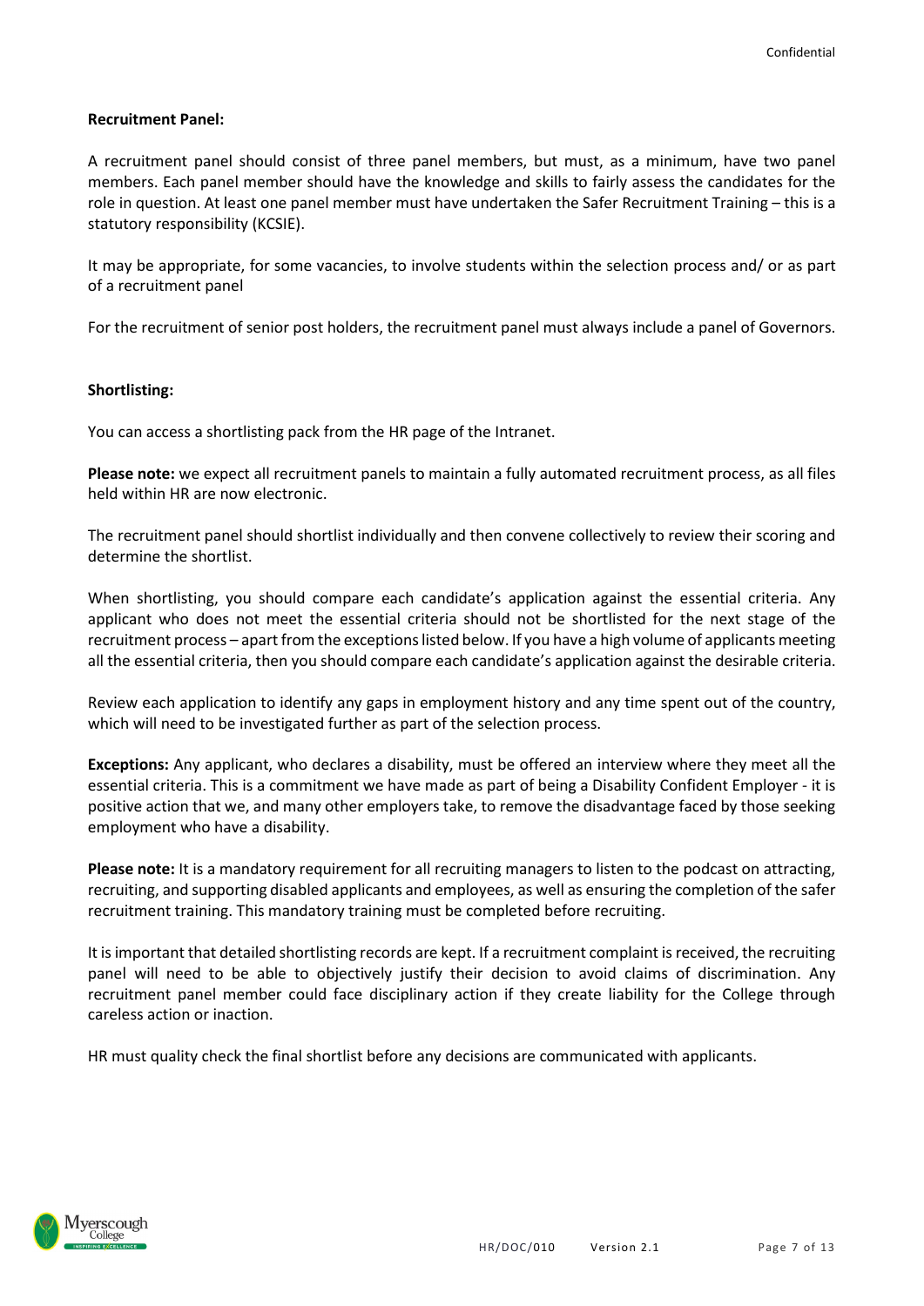**Recruitment Panel:**

A recruitment panel should consist of three panel members, but must, as a minimum, have two panel members. Each panel member should have the knowledge and skills to fairly assess the candidates for the role in question. At least one panel member must have undertaken the Safer Recruitment Training – this is a statutory responsibility (KCSIE).

It may be appropriate, for some vacancies, to involve students within the selection process and/ or as part of a recruitment panel

For the recruitment of senior post holders, the recruitment panel must always include a panel of Governors.

**Shortlisting:**

You can access a shortlisting pack from the HR page of the Intranet.

**Please note:** we expect all recruitment panels to maintain a fully automated recruitment process, as all files held within HR are now electronic.

The recruitment panel should shortlist individually and then convene collectively to review their scoring and determine the shortlist.

When shortlisting, you should compare each candidate's application against the essential criteria. Any applicant who does not meet the essential criteria should not be shortlisted for the next stage of the recruitment process – apart from the exceptions listed below. If you have a high volume of applicants meeting all the essential criteria, then you should compare each candidate's application against the desirable criteria.

Review each application to identify any gaps in employment history and any time spent out of the country, which will need to be investigated further as part of the selection process.

**Exceptions:** Any applicant, who declares a disability, must be offered an interview where they meet all the essential criteria. This is a commitment we have made as part of being a Disability Confident Employer - it is positive action that we, and many other employers take, to remove the disadvantage faced by those seeking employment who have a disability.

**Please note:** It is a mandatory requirement for all recruiting managers to listen to the podcast on attracting, recruiting, and supporting disabled applicants and employees, as well as ensuring the completion of the safer recruitment training. This mandatory training must be completed before recruiting.

It is important that detailed shortlisting records are kept. If a recruitment complaint is received, the recruiting panel will need to be able to objectively justify their decision to avoid claims of discrimination. Any recruitment panel member could face disciplinary action if they create liability for the College through careless action or inaction.

HR must quality check the final shortlist before any decisions are communicated with applicants.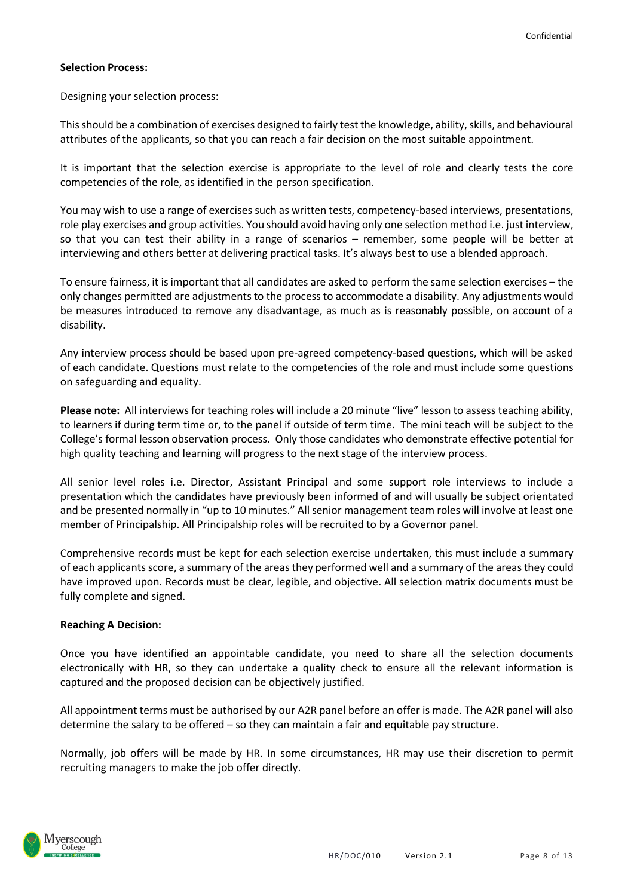**Selection Process:**

Designing your selection process:

This should be a combination of exercises designed to fairly test the knowledge, ability, skills, and behavioural attributes of the applicants, so that you can reach a fair decision on the most suitable appointment.

It is important that the selection exercise is appropriate to the level of role and clearly tests the core competencies of the role, as identified in the person specification.

You may wish to use a range of exercises such as written tests, competency-based interviews, presentations, role play exercises and group activities. You should avoid having only one selection method i.e. just interview, so that you can test their ability in a range of scenarios – remember, some people will be better at interviewing and others better at delivering practical tasks. It's always best to use a blended approach.

To ensure fairness, it is important that all candidates are asked to perform the same selection exercises – the only changes permitted are adjustments to the process to accommodate a disability. Any adjustments would be measures introduced to remove any disadvantage, as much as is reasonably possible, on account of a disability.

Any interview process should be based upon pre-agreed competency-based questions, which will be asked of each candidate. Questions must relate to the competencies of the role and must include some questions on safeguarding and equality.

**Please note:** All interviews for teaching roles **will** include a 20 minute "live" lesson to assess teaching ability, to learners if during term time or, to the panel if outside of term time. The mini teach will be subject to the College's formal lesson observation process. Only those candidates who demonstrate effective potential for high quality teaching and learning will progress to the next stage of the interview process.

All senior level roles i.e. Director, Assistant Principal and some support role interviews to include a presentation which the candidates have previously been informed of and will usually be subject orientated and be presented normally in "up to 10 minutes." All senior management team roles will involve at least one member of Principalship. All Principalship roles will be recruited to by a Governor panel.

Comprehensive records must be kept for each selection exercise undertaken, this must include a summary of each applicants score, a summary of the areas they performed well and a summary of the areas they could have improved upon. Records must be clear, legible, and objective. All selection matrix documents must be fully complete and signed.

**Reaching A Decision:**

Once you have identified an appointable candidate, you need to share all the selection documents electronically with HR, so they can undertake a quality check to ensure all the relevant information is captured and the proposed decision can be objectively justified.

All appointment terms must be authorised by our A2R panel before an offer is made. The A2R panel will also determine the salary to be offered – so they can maintain a fair and equitable pay structure.

Normally, job offers will be made by HR. In some circumstances, HR may use their discretion to permit recruiting managers to make the job offer directly.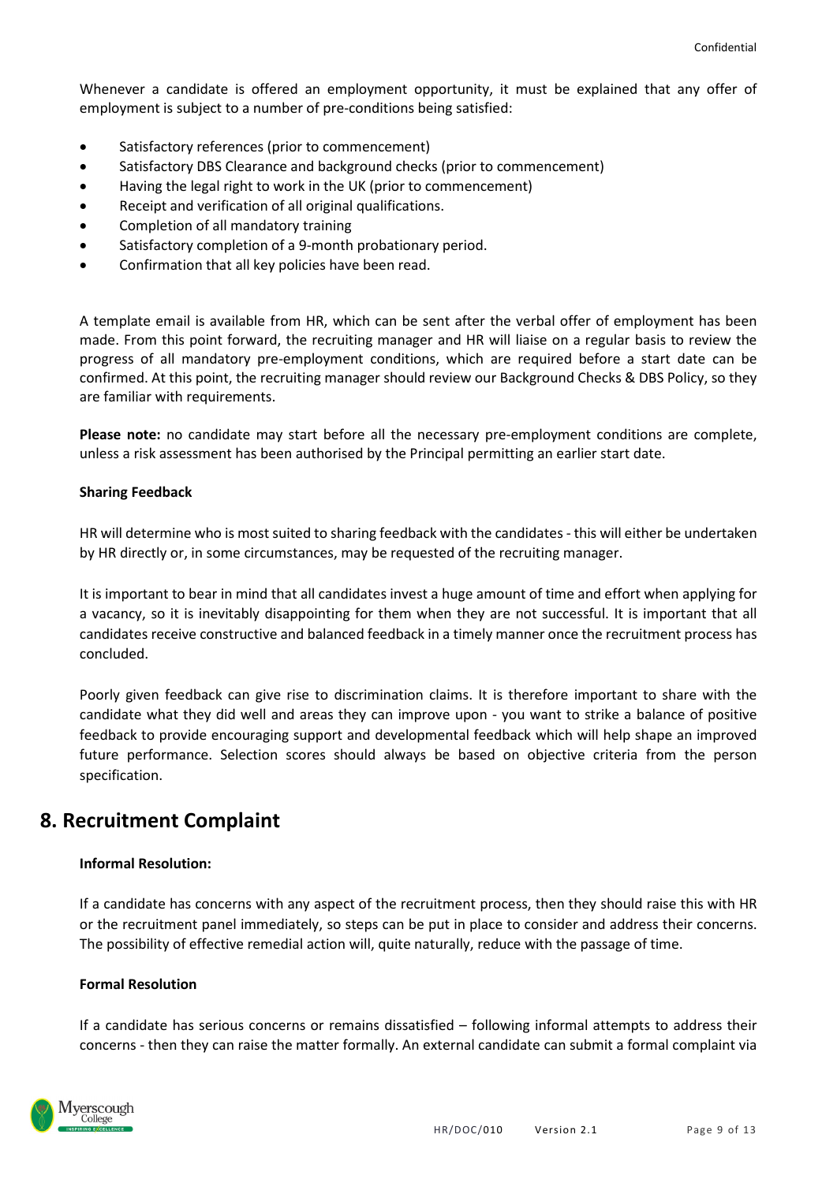Whenever a candidate is offered an employment opportunity, it must be explained that any offer of employment is subject to a number of pre-conditions being satisfied:

- Satisfactory references (prior to commencement)
- Satisfactory DBS Clearance and background checks (prior to commencement)
- Having the legal right to work in the UK (prior to commencement)
- Receipt and verification of all original qualifications.
- Completion of all mandatory training
- Satisfactory completion of a 9-month probationary period.
- Confirmation that all key policies have been read.

A template email is available from HR, which can be sent after the verbal offer of employment has been made. From this point forward, the recruiting manager and HR will liaise on a regular basis to review the progress of all mandatory pre-employment conditions, which are required before a start date can be confirmed. At this point, the recruiting manager should review our Background Checks & DBS Policy, so they are familiar with requirements.

**Please note:** no candidate may start before all the necessary pre-employment conditions are complete, unless a risk assessment has been authorised by the Principal permitting an earlier start date.

**Sharing Feedback**

HR will determine who is most suited to sharing feedback with the candidates - this will either be undertaken by HR directly or, in some circumstances, may be requested of the recruiting manager.

It is important to bear in mind that all candidates invest a huge amount of time and effort when applying for a vacancy, so it is inevitably disappointing for them when they are not successful. It is important that all candidates receive constructive and balanced feedback in a timely manner once the recruitment process has concluded.

Poorly given feedback can give rise to discrimination claims. It is therefore important to share with the candidate what they did well and areas they can improve upon - you want to strike a balance of positive feedback to provide encouraging support and developmental feedback which will help shape an improved future performance. Selection scores should always be based on objective criteria from the person specification.

## 8. Recruitment Complaint

**Informal Resolution:**

If a candidate has concerns with any aspect of the recruitment process, then they should raise this with HR or the recruitment panel immediately, so steps can be put in place to consider and address their concerns. The possibility of effective remedial action will, quite naturally, reduce with the passage of time.

**Formal Resolution**

If a candidate has serious concerns or remains dissatisfied – following informal attempts to address their concerns - then they can raise the matter formally. An external candidate can submit a formal complaint via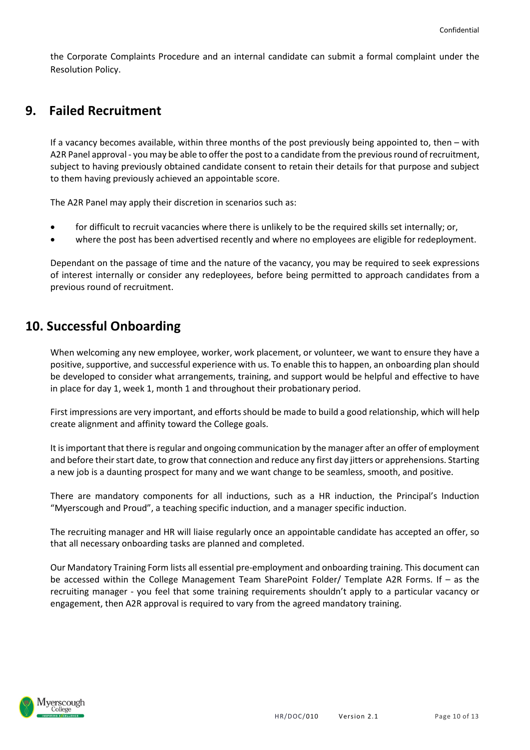the Corporate Complaints Procedure and an internal candidate can submit a formal complaint under the Resolution Policy.

## 9. Failed Recruitment

If a vacancy becomes available, within three months of the post previously being appointed to, then – with A2R Panel approval - you may be able to offer the post to a candidate from the previous round of recruitment, subject to having previously obtained candidate consent to retain their details for that purpose and subject to them having previously achieved an appointable score.

The A2R Panel may apply their discretion in scenarios such as:

- for difficult to recruit vacancies where there is unlikely to be the required skills set internally; or,
- where the post has been advertised recently and where no employees are eligible for redeployment.

Dependant on the passage of time and the nature of the vacancy, you may be required to seek expressions of interest internally or consider any redeployees, before being permitted to approach candidates from a previous round of recruitment.

## 10. Successful Onboarding

When welcoming any new employee, worker, work placement, or volunteer, we want to ensure they have a positive, supportive, and successful experience with us. To enable this to happen, an onboarding plan should be developed to consider what arrangements, training, and support would be helpful and effective to have in place for day 1, week 1, month 1 and throughout their probationary period.

First impressions are very important, and efforts should be made to build a good relationship, which will help create alignment and affinity toward the College goals.

It is important that there is regular and ongoing communication by the manager after an offer of employment and before their start date, to grow that connection and reduce any first day jitters or apprehensions. Starting a new job is a daunting prospect for many and we want change to be seamless, smooth, and positive.

There are mandatory components for all inductions, such as a HR induction, the Principal's Induction "Myerscough and Proud", a teaching specific induction, and a manager specific induction.

The recruiting manager and HR will liaise regularly once an appointable candidate has accepted an offer, so that all necessary onboarding tasks are planned and completed.

Our Mandatory Training Form lists all essential pre-employment and onboarding training. This document can be accessed within the College Management Team SharePoint Folder/ Template A2R Forms. If – as the recruiting manager - you feel that some training requirements shouldn't apply to a particular vacancy or engagement, then A2R approval is required to vary from the agreed mandatory training.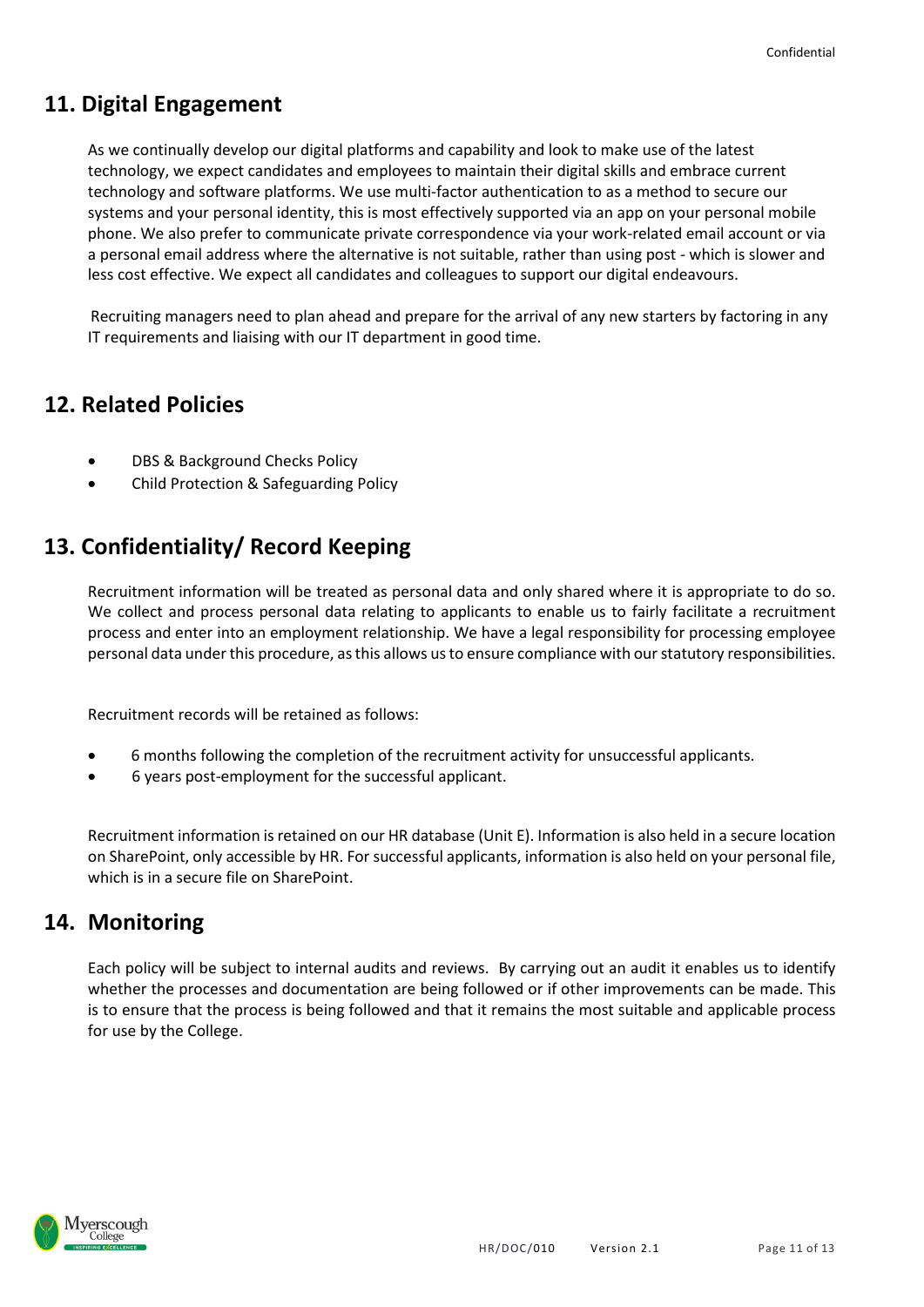## 11. Digital Engagement

As we continually develop our digital platforms and capability and look to make use of the latest technology, we expect candidates and employees to maintain their digital skills and embrace current technology and software platforms. We use multi-factor authentication to as a method to secure our systems and your personal identity, this is most effectively supported via an app on your personal mobile phone. We also prefer to communicate private correspondence via your work-related email account or via a personal email address where the alternative is not suitable, rather than using post - which is slower and less cost effective. We expect all candidates and colleagues to support our digital endeavours.

Recruiting managers need to plan ahead and prepare for the arrival of any new starters by factoring in any IT requirements and liaising with our IT department in good time.

## 12. Related Policies

- DBS & Background Checks Policy
- Child Protection & Safeguarding Policy

## 13. Confidentiality/ Record Keeping

Recruitment information will be treated as personal data and only shared where it is appropriate to do so. We collect and process personal data relating to applicants to enable us to fairly facilitate a recruitment process and enter into an employment relationship. We have a legal responsibility for processing employee personal data under this procedure, as this allows us to ensure compliance with our statutory responsibilities.

Recruitment records will be retained as follows:

- 6 months following the completion of the recruitment activity for unsuccessful applicants.
- 6 years post-employment for the successful applicant.

Recruitment information is retained on our HR database (Unit E). Information is also held in a secure location on SharePoint, only accessible by HR. For successful applicants, information is also held on your personal file, which is in a secure file on SharePoint.

## 14. Monitoring

Each policy will be subject to internal audits and reviews. By carrying out an audit it enables us to identify whether the processes and documentation are being followed or if other improvements can be made. This is to ensure that the process is being followed and that it remains the most suitable and applicable process for use by the College.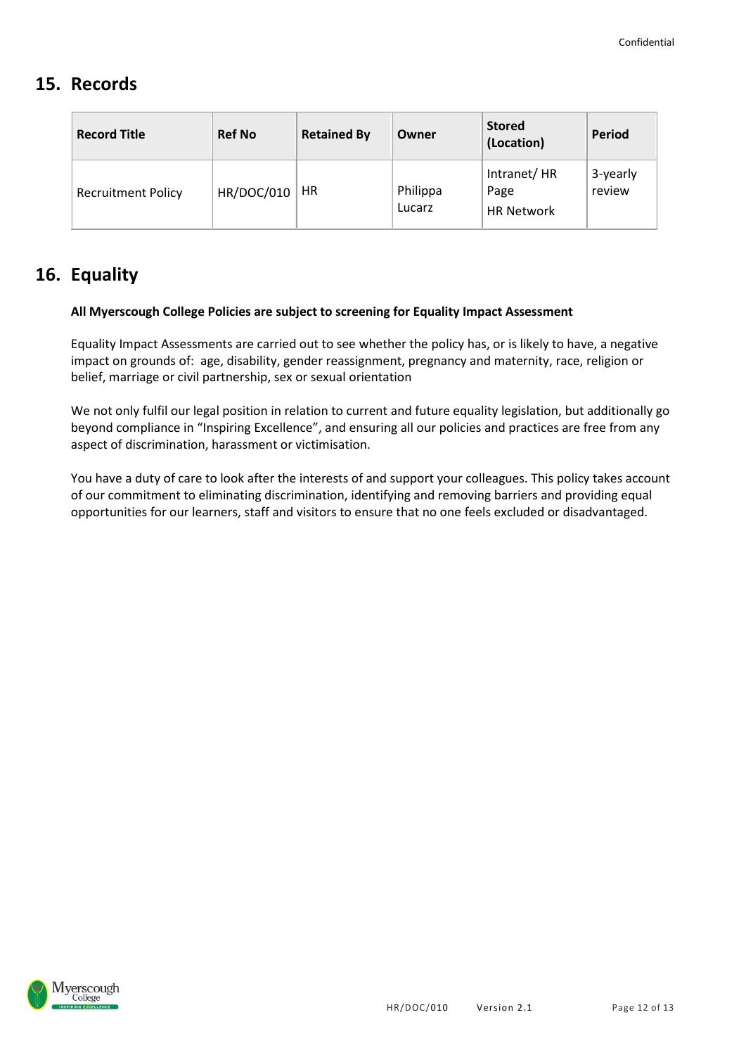## 15. Records

| Record Title | Ref No | Retained By | Owner | Stored (Location) | Period |
|---|---|---|---|---|---|
| Recruitment Policy | HR/DOC/010 | HR | Philippa Lucarz | Intranet/ HR Page HR Network | 3-yearly review |

## 16. Equality

**All Myerscough College Policies are subject to screening for Equality Impact Assessment**

Equality Impact Assessments are carried out to see whether the policy has, or is likely to have, a negative impact on grounds of: age, disability, gender reassignment, pregnancy and maternity, race, religion or belief, marriage or civil partnership, sex or sexual orientation

We not only fulfil our legal position in relation to current and future equality legislation, but additionally go beyond compliance in "Inspiring Excellence", and ensuring all our policies and practices are free from any aspect of discrimination, harassment or victimisation.

You have a duty of care to look after the interests of and support your colleagues. This policy takes account of our commitment to eliminating discrimination, identifying and removing barriers and providing equal opportunities for our learners, staff and visitors to ensure that no one feels excluded or disadvantaged.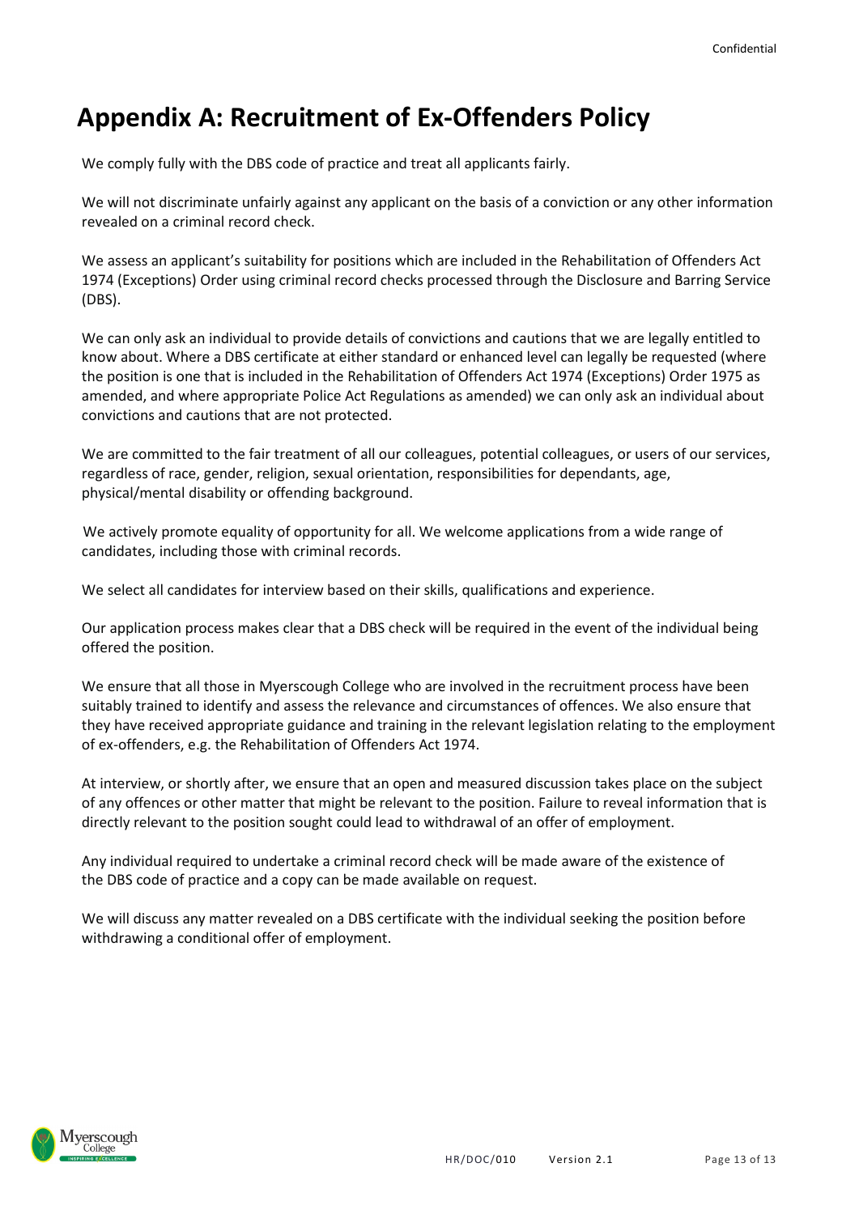# Appendix A: Recruitment of Ex-Offenders Policy

We comply fully with the DBS code of practice and treat all applicants fairly.

We will not discriminate unfairly against any applicant on the basis of a conviction or any other information revealed on a criminal record check.

We assess an applicant's suitability for positions which are included in the Rehabilitation of Offenders Act 1974 (Exceptions) Order using criminal record checks processed through the Disclosure and Barring Service (DBS).

We can only ask an individual to provide details of convictions and cautions that we are legally entitled to know about. Where a DBS certificate at either standard or enhanced level can legally be requested (where the position is one that is included in the Rehabilitation of Offenders Act 1974 (Exceptions) Order 1975 as amended, and where appropriate Police Act Regulations as amended) we can only ask an individual about convictions and cautions that are not protected.

We are committed to the fair treatment of all our colleagues, potential colleagues, or users of our services, regardless of race, gender, religion, sexual orientation, responsibilities for dependants, age, physical/mental disability or offending background.

We actively promote equality of opportunity for all. We welcome applications from a wide range of candidates, including those with criminal records.

We select all candidates for interview based on their skills, qualifications and experience.

Our application process makes clear that a DBS check will be required in the event of the individual being offered the position.

We ensure that all those in Myerscough College who are involved in the recruitment process have been suitably trained to identify and assess the relevance and circumstances of offences. We also ensure that they have received appropriate guidance and training in the relevant legislation relating to the employment of ex-offenders, e.g. the Rehabilitation of Offenders Act 1974.

At interview, or shortly after, we ensure that an open and measured discussion takes place on the subject of any offences or other matter that might be relevant to the position. Failure to reveal information that is directly relevant to the position sought could lead to withdrawal of an offer of employment.

Any individual required to undertake a criminal record check will be made aware of the existence of the DBS code of practice and a copy can be made available on request.

We will discuss any matter revealed on a DBS certificate with the individual seeking the position before withdrawing a conditional offer of employment.